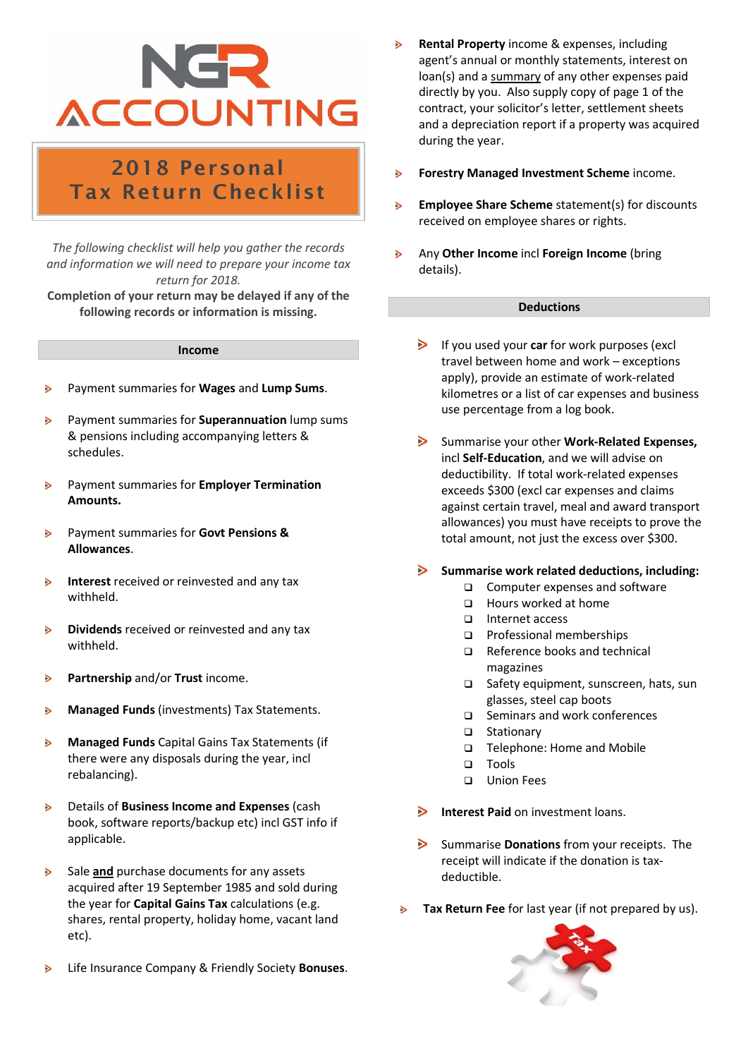# NGR ACCOUNTING

## 2018 Personal Tax Return Checklist

*The following checklist will help you gather the records and information we will need to prepare your income tax return for 2018.*

**Completion of your return may be delayed if any of the following records or information is missing.**

### Income

- Payment summaries for **Wages** and **Lump Sums**.
- Payment summaries for **Superannuation** lump sums & pensions including accompanying letters & schedules.
- Payment summaries for **Employer Termination Amounts.**
- Payment summaries for **Govt Pensions & Allowances**.
- **Interest** received or reinvested and any tax withheld.
- **Dividends** received or reinvested and any tax withheld.
- **Partnership** and/or **Trust** income.
- **Managed Funds** (investments) Tax Statements.
- **Managed Funds** Capital Gains Tax Statements (if there were any disposals during the year, incl rebalancing).
- Details of **Business Income and Expenses** (cash book, software reports/backup etc) incl GST info if applicable.
- Sale **and** purchase documents for any assets acquired after 19 September 1985 and sold during the year for **Capital Gains Tax** calculations (e.g. shares, rental property, holiday home, vacant land etc).
- Life Insurance Company & Friendly Society **Bonuses**.
- **Rental Property** income & expenses, including agent's annual or monthly statements, interest on loan(s) and a summary of any other expenses paid directly by you. Also supply copy of page 1 of the contract, your solicitor's letter, settlement sheets and a depreciation report if a property was acquired during the year.
- **Forestry Managed Investment Scheme** income.
- **Employee Share Scheme** statement(s) for discounts received on employee shares or rights.
- Any **Other Income** incl **Foreign Income** (bring details).

### Deductions

- If you used your **car** for work purposes (excl travel between home and work – exceptions apply), provide an estimate of work-related kilometres or a list of car expenses and business use percentage from a log book.
- Summarise your other **Work-Related Expenses,** incl **Self-Education**, and we will advise on deductibility. If total work-related expenses exceeds $300 (excl car expenses and claims against certain travel, meal and award transport allowances) you must have receipts to prove the total amount, not just the excess over $300.
- **Summarise work related deductions, including:**
  - Computer expenses and software
  - Hours worked at home
  - Internet access
  - Professional memberships
  - Reference books and technical magazines
  - Safety equipment, sunscreen, hats, sun glasses, steel cap boots
  - Seminars and work conferences
  - Stationary
  - Telephone: Home and Mobile
  - Tools
  - Union Fees
- **Interest Paid** on investment loans.
- Summarise **Donations** from your receipts. The receipt will indicate if the donation is tax-deductible.
- **Tax Return Fee** for last year (if not prepared by us).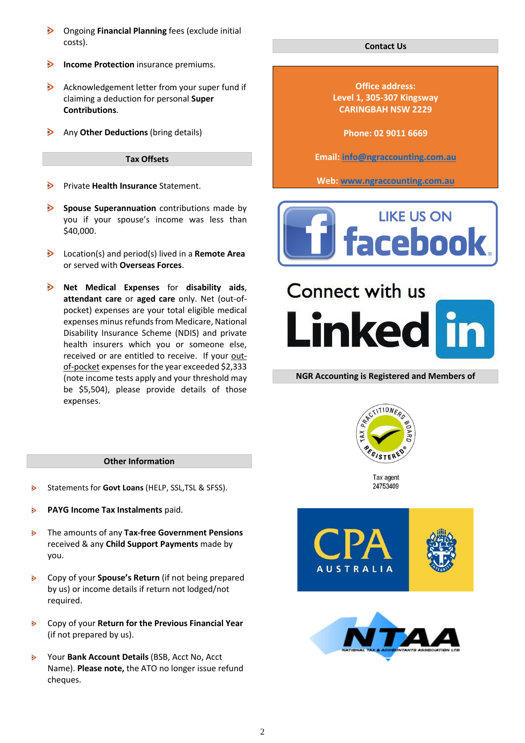- Ongoing **Financial Planning** fees (exclude initial costs).
- **Income Protection** insurance premiums.
- Acknowledgement letter from your super fund if claiming a deduction for personal **Super Contributions**.
- Any **Other Deductions** (bring details)

## Tax Offsets

- Private **Health Insurance** Statement.
- **Spouse Superannuation** contributions made by you if your spouse's income was less than $40,000.
- Location(s) and period(s) lived in a **Remote Area** or served with **Overseas Forces**.
- **Net Medical Expenses** for **disability aids**, **attendant care** or **aged care** only. Net (out-of-pocket) expenses are your total eligible medical expenses minus refunds from Medicare, National Disability Insurance Scheme (NDIS) and private health insurers which you or someone else, received or are entitled to receive. If your out-of-pocket expenses for the year exceeded $2,333 (note income tests apply and your threshold may be $5,504), please provide details of those expenses.

## Other Information

- Statements for **Govt Loans** (HELP, SSL,TSL & SFSS).
- **PAYG Income Tax Instalments** paid.
- The amounts of any **Tax-free Government Pensions** received & any **Child Support Payments** made by you.
- Copy of your **Spouse's Return** (if not being prepared by us) or income details if return not lodged/not required.
- Copy of your **Return for the Previous Financial Year** (if not prepared by us).
- Your **Bank Account Details** (BSB, Acct No, Acct Name). **Please note,** the ATO no longer issue refund cheques.

## Contact Us

**Office address:**
**Level 1, 305-307 Kingsway**
**CARINGBAH NSW 2229**

**Phone: 02 9011 6669**

**Email:** info@ngraccounting.com.au

**Web:** www.ngraccounting.com.au

LIKE US ON facebook

Connect with us
Linked in

## NGR Accounting is Registered and Members of

TAX PRACTITIONERS BOARD REGISTERED

Tax agent
24753409

CPA AUSTRALIA

NTAA
NATIONAL TAX & ACCOUNTANTS ASSOCIATION LTD